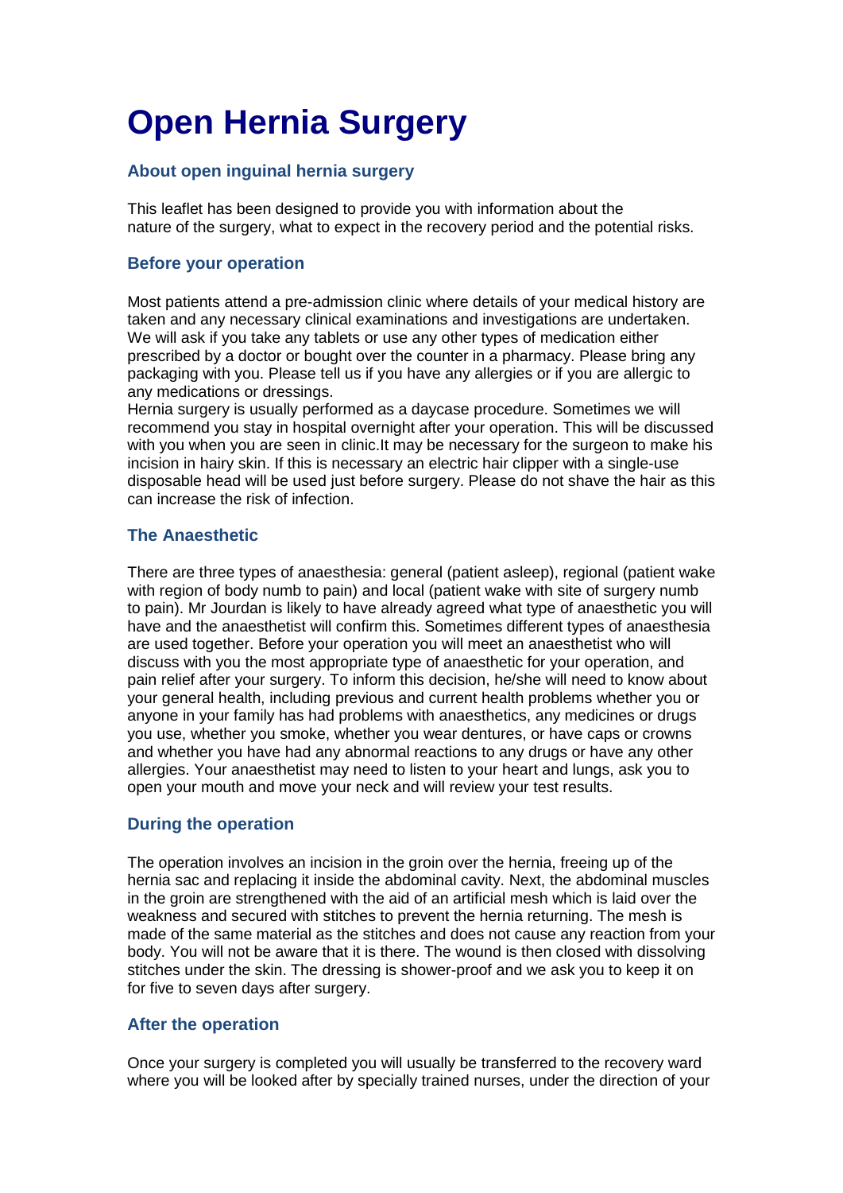# Open Hernia Surgery

### About open inguinal hernia surgery

This leaflet has been designed to provide you with information about the nature of the surgery, what to expect in the recovery period and the potential risks.

### Before your operation

Most patients attend a pre-admission clinic where details of your medical history are taken and any necessary clinical examinations and investigations are undertaken. We will ask if you take any tablets or use any other types of medication either prescribed by a doctor or bought over the counter in a pharmacy. Please bring any packaging with you. Please tell us if you have any allergies or if you are allergic to any medications or dressings.
Hernia surgery is usually performed as a daycase procedure. Sometimes we will recommend you stay in hospital overnight after your operation. This will be discussed with you when you are seen in clinic.It may be necessary for the surgeon to make his incision in hairy skin. If this is necessary an electric hair clipper with a single-use disposable head will be used just before surgery. Please do not shave the hair as this can increase the risk of infection.

### The Anaesthetic

There are three types of anaesthesia: general (patient asleep), regional (patient wake with region of body numb to pain) and local (patient wake with site of surgery numb to pain). Mr Jourdan is likely to have already agreed what type of anaesthetic you will have and the anaesthetist will confirm this. Sometimes different types of anaesthesia are used together. Before your operation you will meet an anaesthetist who will discuss with you the most appropriate type of anaesthetic for your operation, and pain relief after your surgery. To inform this decision, he/she will need to know about your general health, including previous and current health problems whether you or anyone in your family has had problems with anaesthetics, any medicines or drugs you use, whether you smoke, whether you wear dentures, or have caps or crowns and whether you have had any abnormal reactions to any drugs or have any other allergies. Your anaesthetist may need to listen to your heart and lungs, ask you to open your mouth and move your neck and will review your test results.

### During the operation

The operation involves an incision in the groin over the hernia, freeing up of the hernia sac and replacing it inside the abdominal cavity. Next, the abdominal muscles in the groin are strengthened with the aid of an artificial mesh which is laid over the weakness and secured with stitches to prevent the hernia returning. The mesh is made of the same material as the stitches and does not cause any reaction from your body. You will not be aware that it is there. The wound is then closed with dissolving stitches under the skin. The dressing is shower-proof and we ask you to keep it on for five to seven days after surgery.

### After the operation

Once your surgery is completed you will usually be transferred to the recovery ward where you will be looked after by specially trained nurses, under the direction of your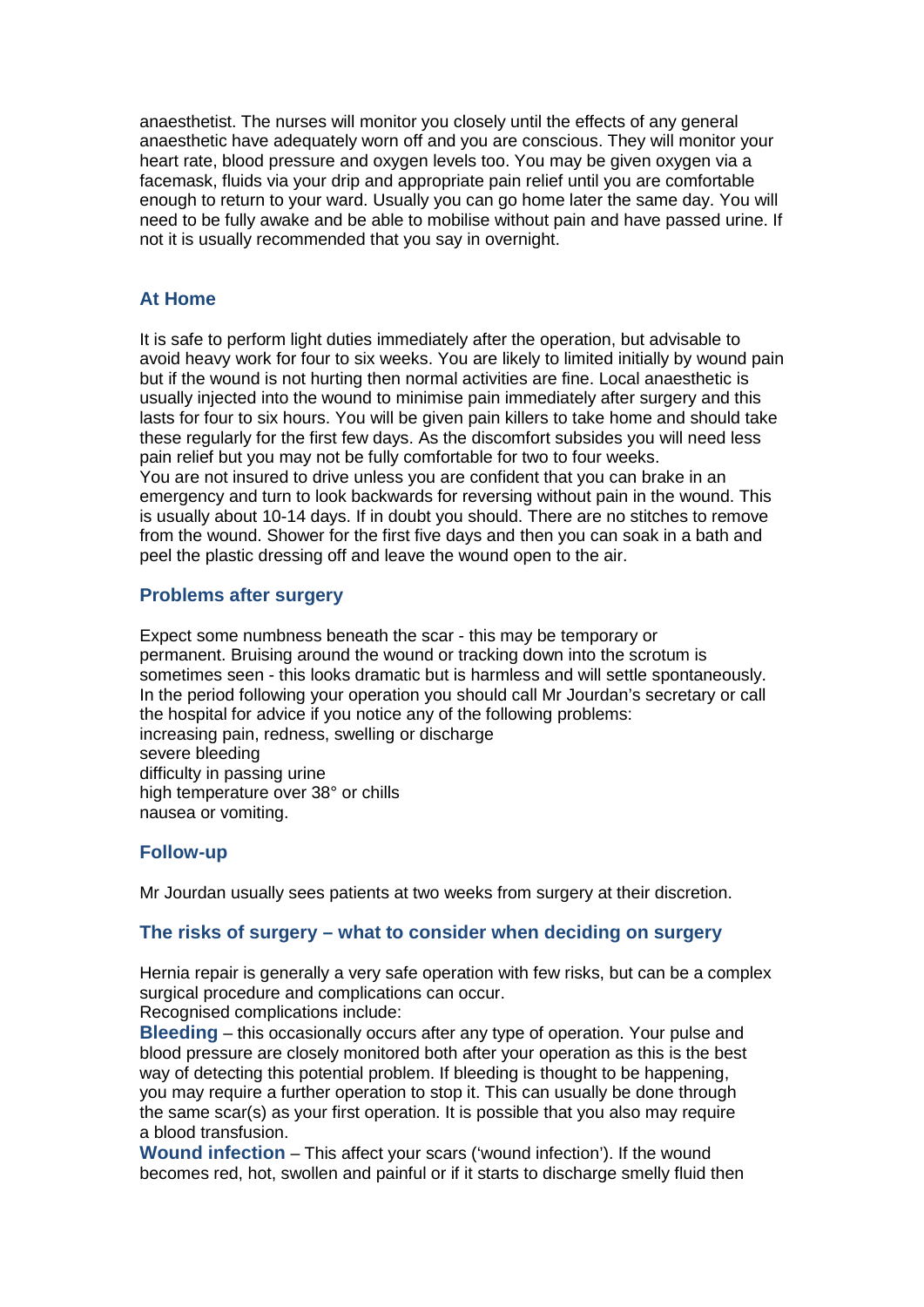anaesthetist. The nurses will monitor you closely until the effects of any general anaesthetic have adequately worn off and you are conscious. They will monitor your heart rate, blood pressure and oxygen levels too. You may be given oxygen via a facemask, fluids via your drip and appropriate pain relief until you are comfortable enough to return to your ward. Usually you can go home later the same day. You will need to be fully awake and be able to mobilise without pain and have passed urine. If not it is usually recommended that you say in overnight.

## At Home

It is safe to perform light duties immediately after the operation, but advisable to avoid heavy work for four to six weeks. You are likely to limited initially by wound pain but if the wound is not hurting then normal activities are fine. Local anaesthetic is usually injected into the wound to minimise pain immediately after surgery and this lasts for four to six hours. You will be given pain killers to take home and should take these regularly for the first few days. As the discomfort subsides you will need less pain relief but you may not be fully comfortable for two to four weeks.
You are not insured to drive unless you are confident that you can brake in an emergency and turn to look backwards for reversing without pain in the wound. This is usually about 10-14 days. If in doubt you should. There are no stitches to remove from the wound. Shower for the first five days and then you can soak in a bath and peel the plastic dressing off and leave the wound open to the air.

## Problems after surgery

Expect some numbness beneath the scar - this may be temporary or permanent. Bruising around the wound or tracking down into the scrotum is sometimes seen - this looks dramatic but is harmless and will settle spontaneously. In the period following your operation you should call Mr Jourdan's secretary or call the hospital for advice if you notice any of the following problems:
increasing pain, redness, swelling or discharge
severe bleeding
difficulty in passing urine
high temperature over 38° or chills
nausea or vomiting.

## Follow-up

Mr Jourdan usually sees patients at two weeks from surgery at their discretion.

## The risks of surgery – what to consider when deciding on surgery

Hernia repair is generally a very safe operation with few risks, but can be a complex surgical procedure and complications can occur.
Recognised complications include:
**Bleeding** – this occasionally occurs after any type of operation. Your pulse and blood pressure are closely monitored both after your operation as this is the best way of detecting this potential problem. If bleeding is thought to be happening, you may require a further operation to stop it. This can usually be done through the same scar(s) as your first operation. It is possible that you also may require a blood transfusion.
**Wound infection** – This affect your scars ('wound infection'). If the wound becomes red, hot, swollen and painful or if it starts to discharge smelly fluid then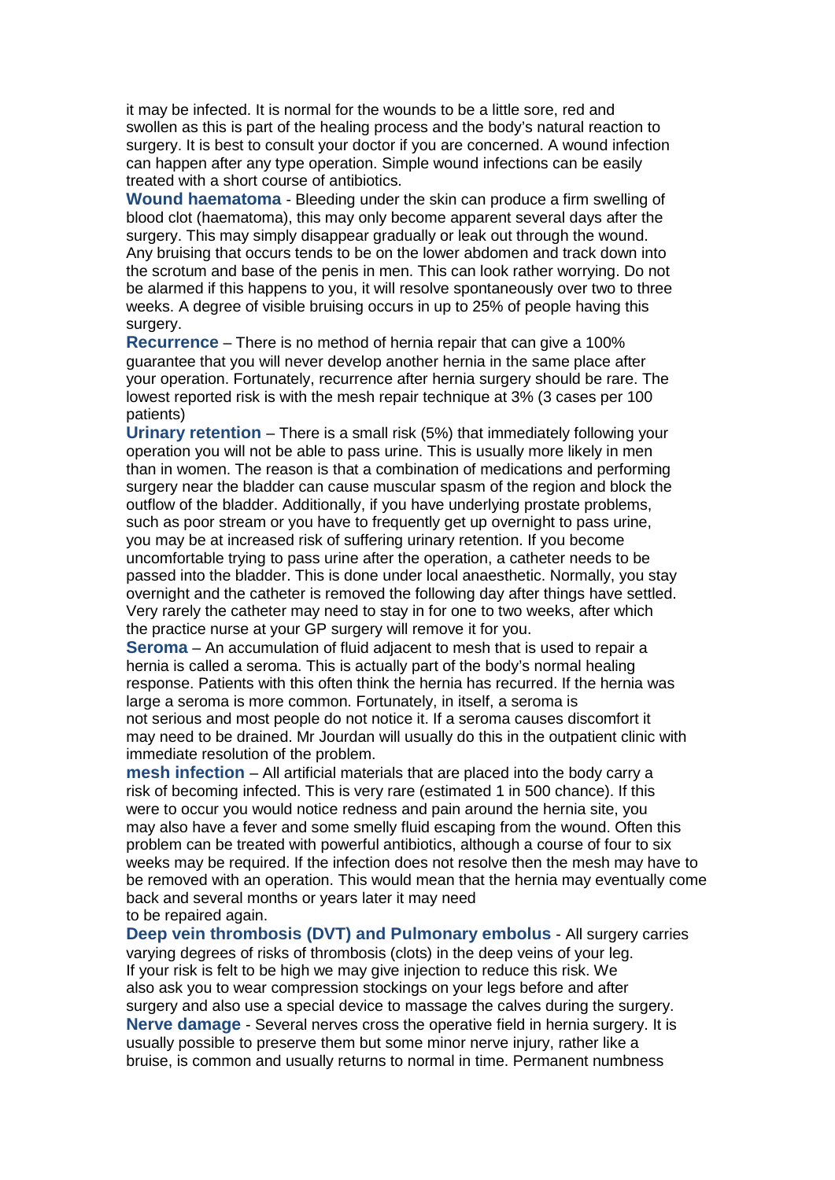it may be infected. It is normal for the wounds to be a little sore, red and swollen as this is part of the healing process and the body's natural reaction to surgery. It is best to consult your doctor if you are concerned. A wound infection can happen after any type operation. Simple wound infections can be easily treated with a short course of antibiotics.

**Wound haematoma** - Bleeding under the skin can produce a firm swelling of blood clot (haematoma), this may only become apparent several days after the surgery. This may simply disappear gradually or leak out through the wound. Any bruising that occurs tends to be on the lower abdomen and track down into the scrotum and base of the penis in men. This can look rather worrying. Do not be alarmed if this happens to you, it will resolve spontaneously over two to three weeks. A degree of visible bruising occurs in up to 25% of people having this surgery.

**Recurrence** – There is no method of hernia repair that can give a 100% guarantee that you will never develop another hernia in the same place after your operation. Fortunately, recurrence after hernia surgery should be rare. The lowest reported risk is with the mesh repair technique at 3% (3 cases per 100 patients)

**Urinary retention** – There is a small risk (5%) that immediately following your operation you will not be able to pass urine. This is usually more likely in men than in women. The reason is that a combination of medications and performing surgery near the bladder can cause muscular spasm of the region and block the outflow of the bladder. Additionally, if you have underlying prostate problems, such as poor stream or you have to frequently get up overnight to pass urine, you may be at increased risk of suffering urinary retention. If you become uncomfortable trying to pass urine after the operation, a catheter needs to be passed into the bladder. This is done under local anaesthetic. Normally, you stay overnight and the catheter is removed the following day after things have settled. Very rarely the catheter may need to stay in for one to two weeks, after which the practice nurse at your GP surgery will remove it for you.

**Seroma** – An accumulation of fluid adjacent to mesh that is used to repair a hernia is called a seroma. This is actually part of the body's normal healing response. Patients with this often think the hernia has recurred. If the hernia was large a seroma is more common. Fortunately, in itself, a seroma is not serious and most people do not notice it. If a seroma causes discomfort it may need to be drained. Mr Jourdan will usually do this in the outpatient clinic with immediate resolution of the problem.

**mesh infection** – All artificial materials that are placed into the body carry a risk of becoming infected. This is very rare (estimated 1 in 500 chance). If this were to occur you would notice redness and pain around the hernia site, you may also have a fever and some smelly fluid escaping from the wound. Often this problem can be treated with powerful antibiotics, although a course of four to six weeks may be required. If the infection does not resolve then the mesh may have to be removed with an operation. This would mean that the hernia may eventually come back and several months or years later it may need to be repaired again.

**Deep vein thrombosis (DVT) and Pulmonary embolus** - All surgery carries varying degrees of risks of thrombosis (clots) in the deep veins of your leg. If your risk is felt to be high we may give injection to reduce this risk. We also ask you to wear compression stockings on your legs before and after surgery and also use a special device to massage the calves during the surgery.

**Nerve damage** - Several nerves cross the operative field in hernia surgery. It is usually possible to preserve them but some minor nerve injury, rather like a bruise, is common and usually returns to normal in time. Permanent numbness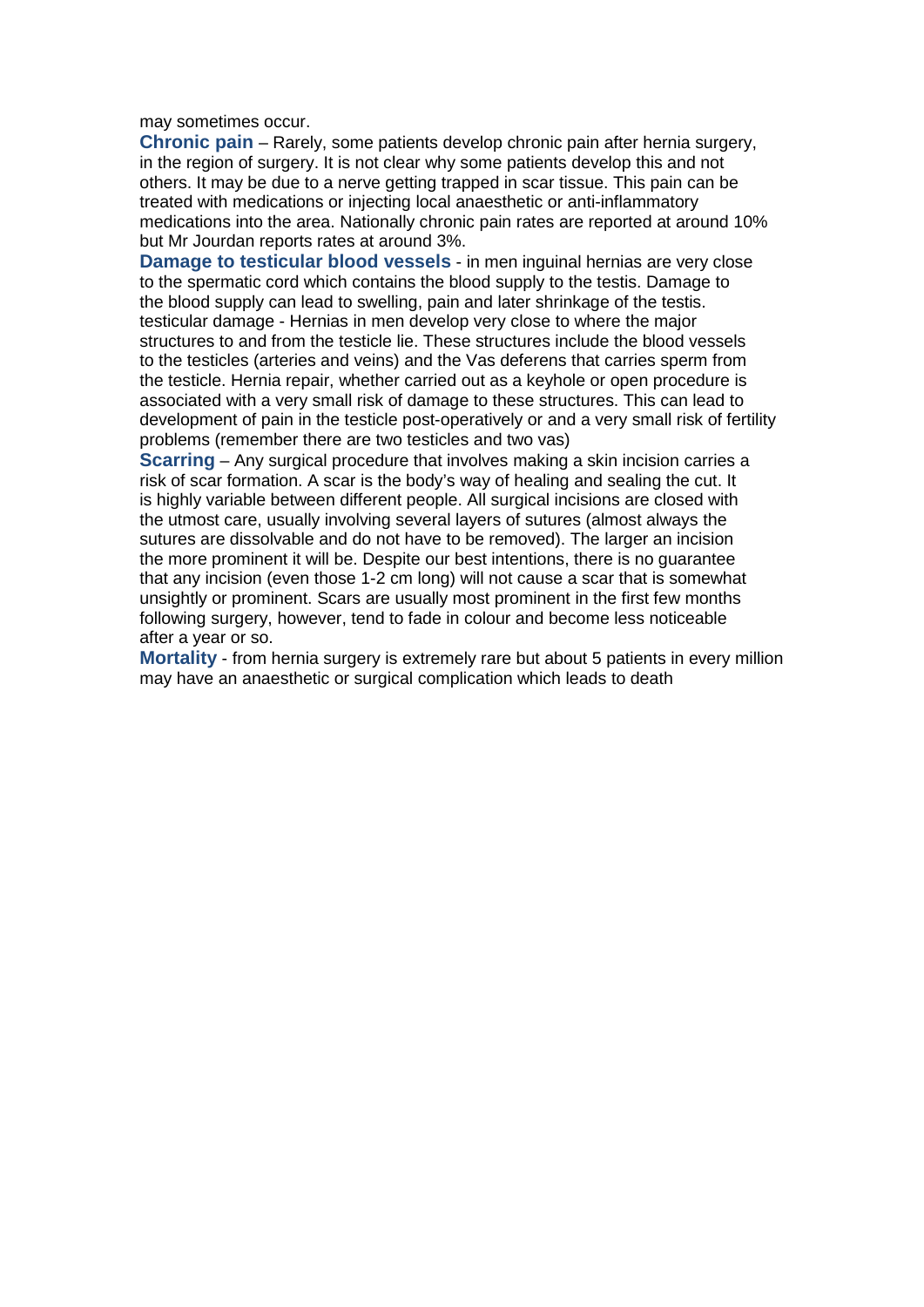may sometimes occur.

**Chronic pain** – Rarely, some patients develop chronic pain after hernia surgery, in the region of surgery. It is not clear why some patients develop this and not others. It may be due to a nerve getting trapped in scar tissue. This pain can be treated with medications or injecting local anaesthetic or anti-inflammatory medications into the area. Nationally chronic pain rates are reported at around 10% but Mr Jourdan reports rates at around 3%.

**Damage to testicular blood vessels** - in men inguinal hernias are very close to the spermatic cord which contains the blood supply to the testis. Damage to the blood supply can lead to swelling, pain and later shrinkage of the testis. testicular damage - Hernias in men develop very close to where the major structures to and from the testicle lie. These structures include the blood vessels to the testicles (arteries and veins) and the Vas deferens that carries sperm from the testicle. Hernia repair, whether carried out as a keyhole or open procedure is associated with a very small risk of damage to these structures. This can lead to development of pain in the testicle post-operatively or and a very small risk of fertility problems (remember there are two testicles and two vas)

**Scarring** – Any surgical procedure that involves making a skin incision carries a risk of scar formation. A scar is the body's way of healing and sealing the cut. It is highly variable between different people. All surgical incisions are closed with the utmost care, usually involving several layers of sutures (almost always the sutures are dissolvable and do not have to be removed). The larger an incision the more prominent it will be. Despite our best intentions, there is no guarantee that any incision (even those 1-2 cm long) will not cause a scar that is somewhat unsightly or prominent. Scars are usually most prominent in the first few months following surgery, however, tend to fade in colour and become less noticeable after a year or so.

**Mortality** - from hernia surgery is extremely rare but about 5 patients in every million may have an anaesthetic or surgical complication which leads to death